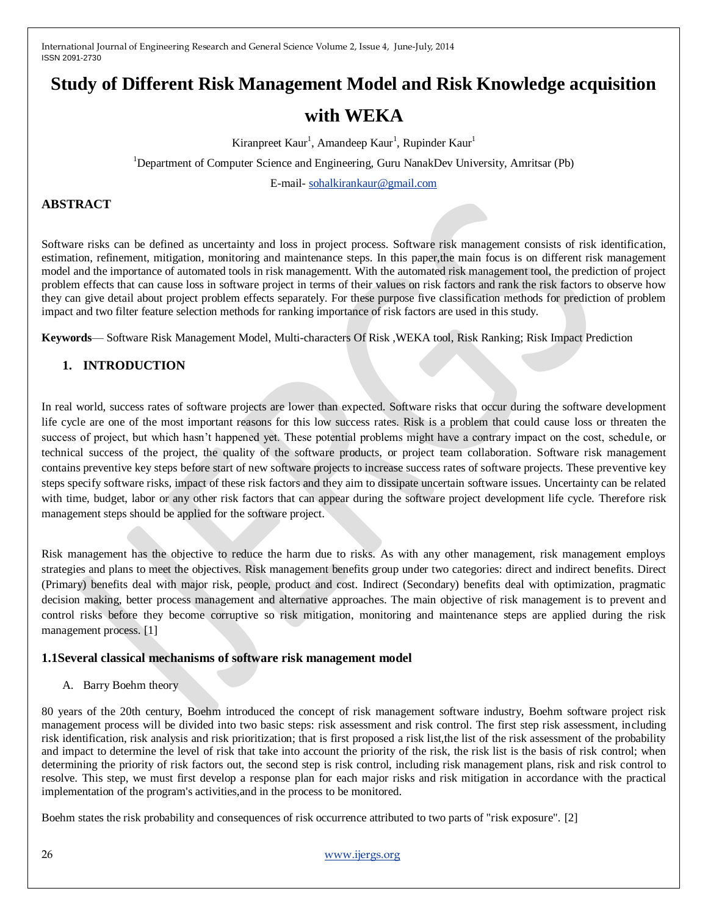# Study of Different Risk Management Model and Risk Knowledge acquisition with WEKA

Kiranpreet Kaur[1], Amandeep Kaur[1], Rupinder Kaur[1]

[1]Department of Computer Science and Engineering, Guru NanakDev University, Amritsar (Pb)

E-mail- sohalkirankaur@gmail.com

## ABSTRACT

Software risks can be defined as uncertainty and loss in project process. Software risk management consists of risk identification, estimation, refinement, mitigation, monitoring and maintenance steps. In this paper,the main focus is on different risk management model and the importance of automated tools in risk managementt. With the automated risk management tool, the prediction of project problem effects that can cause loss in software project in terms of their values on risk factors and rank the risk factors to observe how they can give detail about project problem effects separately. For these purpose five classification methods for prediction of problem impact and two filter feature selection methods for ranking importance of risk factors are used in this study.

**Keywords**— Software Risk Management Model, Multi-characters Of Risk ,WEKA tool, Risk Ranking; Risk Impact Prediction

## 1. INTRODUCTION

In real world, success rates of software projects are lower than expected. Software risks that occur during the software development life cycle are one of the most important reasons for this low success rates. Risk is a problem that could cause loss or threaten the success of project, but which hasn't happened yet. These potential problems might have a contrary impact on the cost, schedule, or technical success of the project, the quality of the software products, or project team collaboration. Software risk management contains preventive key steps before start of new software projects to increase success rates of software projects. These preventive key steps specify software risks, impact of these risk factors and they aim to dissipate uncertain software issues. Uncertainty can be related with time, budget, labor or any other risk factors that can appear during the software project development life cycle. Therefore risk management steps should be applied for the software project.

Risk management has the objective to reduce the harm due to risks. As with any other management, risk management employs strategies and plans to meet the objectives. Risk management benefits group under two categories: direct and indirect benefits. Direct (Primary) benefits deal with major risk, people, product and cost. Indirect (Secondary) benefits deal with optimization, pragmatic decision making, better process management and alternative approaches. The main objective of risk management is to prevent and control risks before they become corruptive so risk mitigation, monitoring and maintenance steps are applied during the risk management process. [1]

### 1.1Several classical mechanisms of software risk management model

A. Barry Boehm theory

80 years of the 20th century, Boehm introduced the concept of risk management software industry, Boehm software project risk management process will be divided into two basic steps: risk assessment and risk control. The first step risk assessment, including risk identification, risk analysis and risk prioritization; that is first proposed a risk list,the list of the risk assessment of the probability and impact to determine the level of risk that take into account the priority of the risk, the risk list is the basis of risk control; when determining the priority of risk factors out, the second step is risk control, including risk management plans, risk and risk control to resolve. This step, we must first develop a response plan for each major risks and risk mitigation in accordance with the practical implementation of the program's activities,and in the process to be monitored.

Boehm states the risk probability and consequences of risk occurrence attributed to two parts of "risk exposure". [2]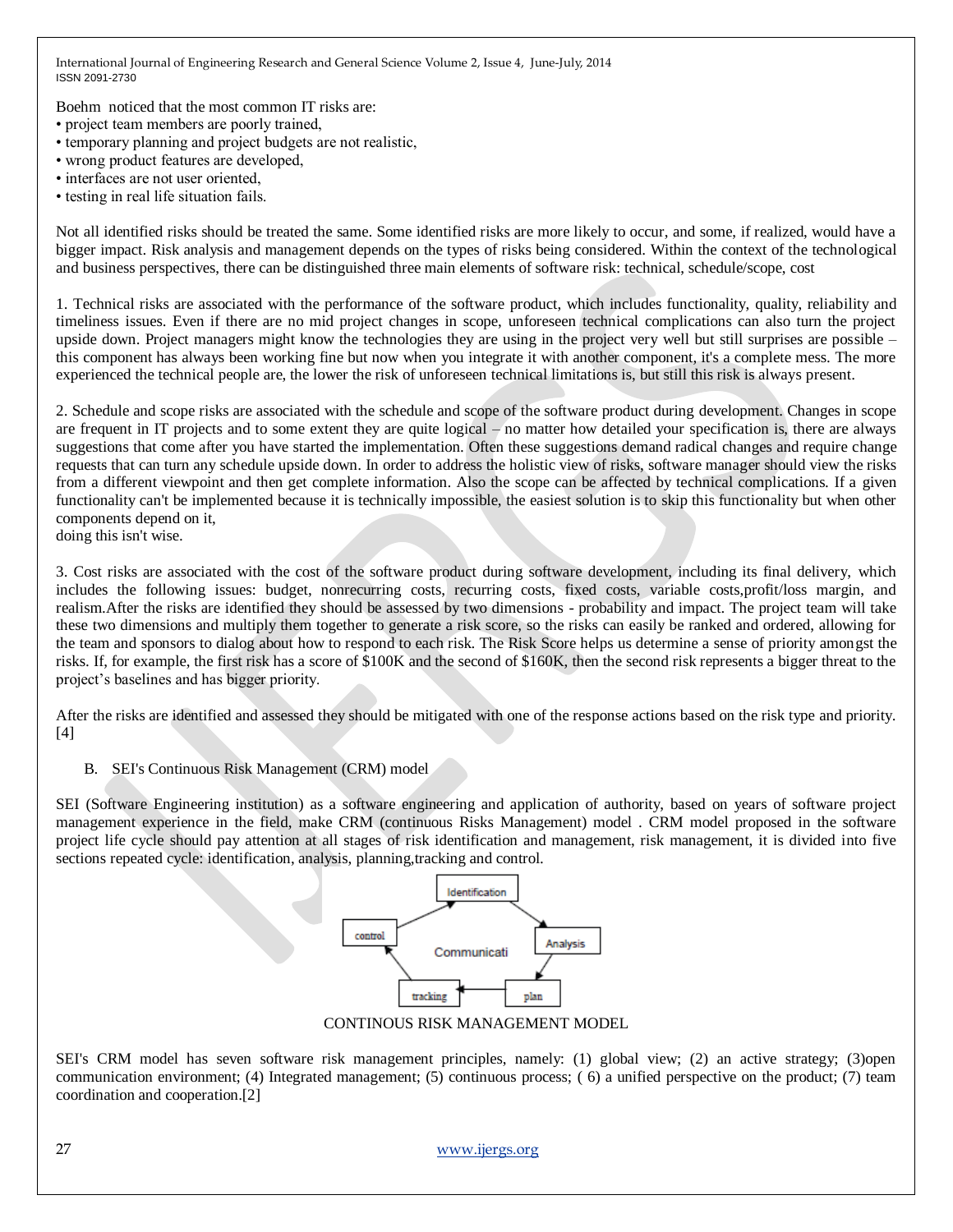Boehm noticed that the most common IT risks are:

- project team members are poorly trained,
- temporary planning and project budgets are not realistic,
- wrong product features are developed,
- interfaces are not user oriented,
- testing in real life situation fails.

Not all identified risks should be treated the same. Some identified risks are more likely to occur, and some, if realized, would have a bigger impact. Risk analysis and management depends on the types of risks being considered. Within the context of the technological and business perspectives, there can be distinguished three main elements of software risk: technical, schedule/scope, cost

1. Technical risks are associated with the performance of the software product, which includes functionality, quality, reliability and timeliness issues. Even if there are no mid project changes in scope, unforeseen technical complications can also turn the project upside down. Project managers might know the technologies they are using in the project very well but still surprises are possible – this component has always been working fine but now when you integrate it with another component, it's a complete mess. The more experienced the technical people are, the lower the risk of unforeseen technical limitations is, but still this risk is always present.

2. Schedule and scope risks are associated with the schedule and scope of the software product during development. Changes in scope are frequent in IT projects and to some extent they are quite logical – no matter how detailed your specification is, there are always suggestions that come after you have started the implementation. Often these suggestions demand radical changes and require change requests that can turn any schedule upside down. In order to address the holistic view of risks, software manager should view the risks from a different viewpoint and then get complete information. Also the scope can be affected by technical complications. If a given functionality can't be implemented because it is technically impossible, the easiest solution is to skip this functionality but when other components depend on it,
doing this isn't wise.

3. Cost risks are associated with the cost of the software product during software development, including its final delivery, which includes the following issues: budget, nonrecurring costs, recurring costs, fixed costs, variable costs,profit/loss margin, and realism.After the risks are identified they should be assessed by two dimensions - probability and impact. The project team will take these two dimensions and multiply them together to generate a risk score, so the risks can easily be ranked and ordered, allowing for the team and sponsors to dialog about how to respond to each risk. The Risk Score helps us determine a sense of priority amongst the risks. If, for example, the first risk has a score of $100K and the second of $160K, then the second risk represents a bigger threat to the project's baselines and has bigger priority.

After the risks are identified and assessed they should be mitigated with one of the response actions based on the risk type and priority.[4]

### B. SEI's Continuous Risk Management (CRM) model

SEI (Software Engineering institution) as a software engineering and application of authority, based on years of software project management experience in the field, make CRM (continuous Risks Management) model . CRM model proposed in the software project life cycle should pay attention at all stages of risk identification and management, risk management, it is divided into five sections repeated cycle: identification, analysis, planning,tracking and control.

Identification
Analysis
plan
tracking
control
Communicati

CONTINOUS RISK MANAGEMENT MODEL

SEI's CRM model has seven software risk management principles, namely: (1) global view; (2) an active strategy; (3)open communication environment; (4) Integrated management; (5) continuous process; ( 6) a unified perspective on the product; (7) team coordination and cooperation.[2]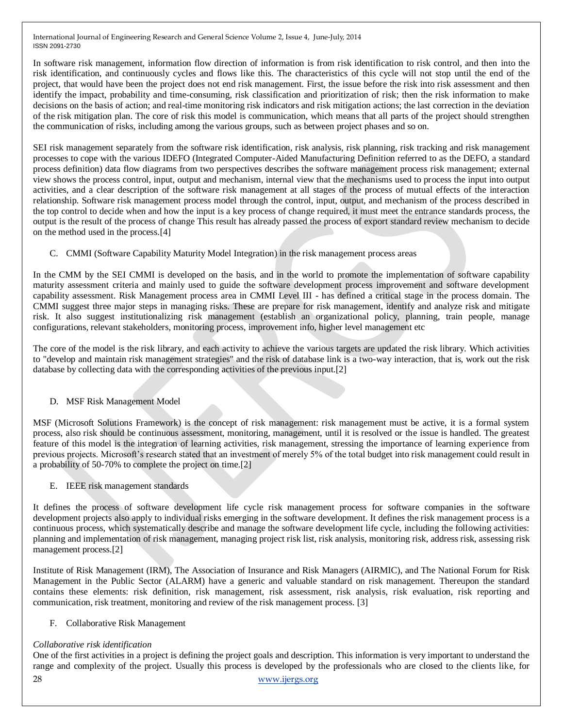In software risk management, information flow direction of information is from risk identification to risk control, and then into the risk identification, and continuously cycles and flows like this. The characteristics of this cycle will not stop until the end of the project, that would have been the project does not end risk management. First, the issue before the risk into risk assessment and then identify the impact, probability and time-consuming, risk classification and prioritization of risk; then the risk information to make decisions on the basis of action; and real-time monitoring risk indicators and risk mitigation actions; the last correction in the deviation of the risk mitigation plan. The core of risk this model is communication, which means that all parts of the project should strengthen the communication of risks, including among the various groups, such as between project phases and so on.

SEI risk management separately from the software risk identification, risk analysis, risk planning, risk tracking and risk management processes to cope with the various IDEFO (Integrated Computer-Aided Manufacturing Definition referred to as the DEFO, a standard process definition) data flow diagrams from two perspectives describes the software management process risk management; external view shows the process control, input, output and mechanism, internal view that the mechanisms used to process the input into output activities, and a clear description of the software risk management at all stages of the process of mutual effects of the interaction relationship. Software risk management process model through the control, input, output, and mechanism of the process described in the top control to decide when and how the input is a key process of change required, it must meet the entrance standards process, the output is the result of the process of change This result has already passed the process of export standard review mechanism to decide on the method used in the process.[4]

C. CMMI (Software Capability Maturity Model Integration) in the risk management process areas

In the CMM by the SEI CMMI is developed on the basis, and in the world to promote the implementation of software capability maturity assessment criteria and mainly used to guide the software development process improvement and software development capability assessment. Risk Management process area in CMMI Level III - has defined a critical stage in the process domain. The CMMI suggest three major steps in managing risks. These are prepare for risk management, identify and analyze risk and mitigate risk. It also suggest institutionalizing risk management (establish an organizational policy, planning, train people, manage configurations, relevant stakeholders, monitoring process, improvement info, higher level management etc

The core of the model is the risk library, and each activity to achieve the various targets are updated the risk library. Which activities to "develop and maintain risk management strategies" and the risk of database link is a two-way interaction, that is, work out the risk database by collecting data with the corresponding activities of the previous input.[2]

D. MSF Risk Management Model

MSF (Microsoft Solutions Framework) is the concept of risk management: risk management must be active, it is a formal system process, also risk should be continuous assessment, monitoring, management, until it is resolved or the issue is handled. The greatest feature of this model is the integration of learning activities, risk management, stressing the importance of learning experience from previous projects. Microsoft's research stated that an investment of merely 5% of the total budget into risk management could result in a probability of 50-70% to complete the project on time.[2]

E. IEEE risk management standards

It defines the process of software development life cycle risk management process for software companies in the software development projects also apply to individual risks emerging in the software development. It defines the risk management process is a continuous process, which systematically describe and manage the software development life cycle, including the following activities: planning and implementation of risk management, managing project risk list, risk analysis, monitoring risk, address risk, assessing risk management process.[2]

Institute of Risk Management (IRM), The Association of Insurance and Risk Managers (AIRMIC), and The National Forum for Risk Management in the Public Sector (ALARM) have a generic and valuable standard on risk management. Thereupon the standard contains these elements: risk definition, risk management, risk assessment, risk analysis, risk evaluation, risk reporting and communication, risk treatment, monitoring and review of the risk management process. [3]

F. Collaborative Risk Management

*Collaborative risk identification*

One of the first activities in a project is defining the project goals and description. This information is very important to understand the range and complexity of the project. Usually this process is developed by the professionals who are closed to the clients like, for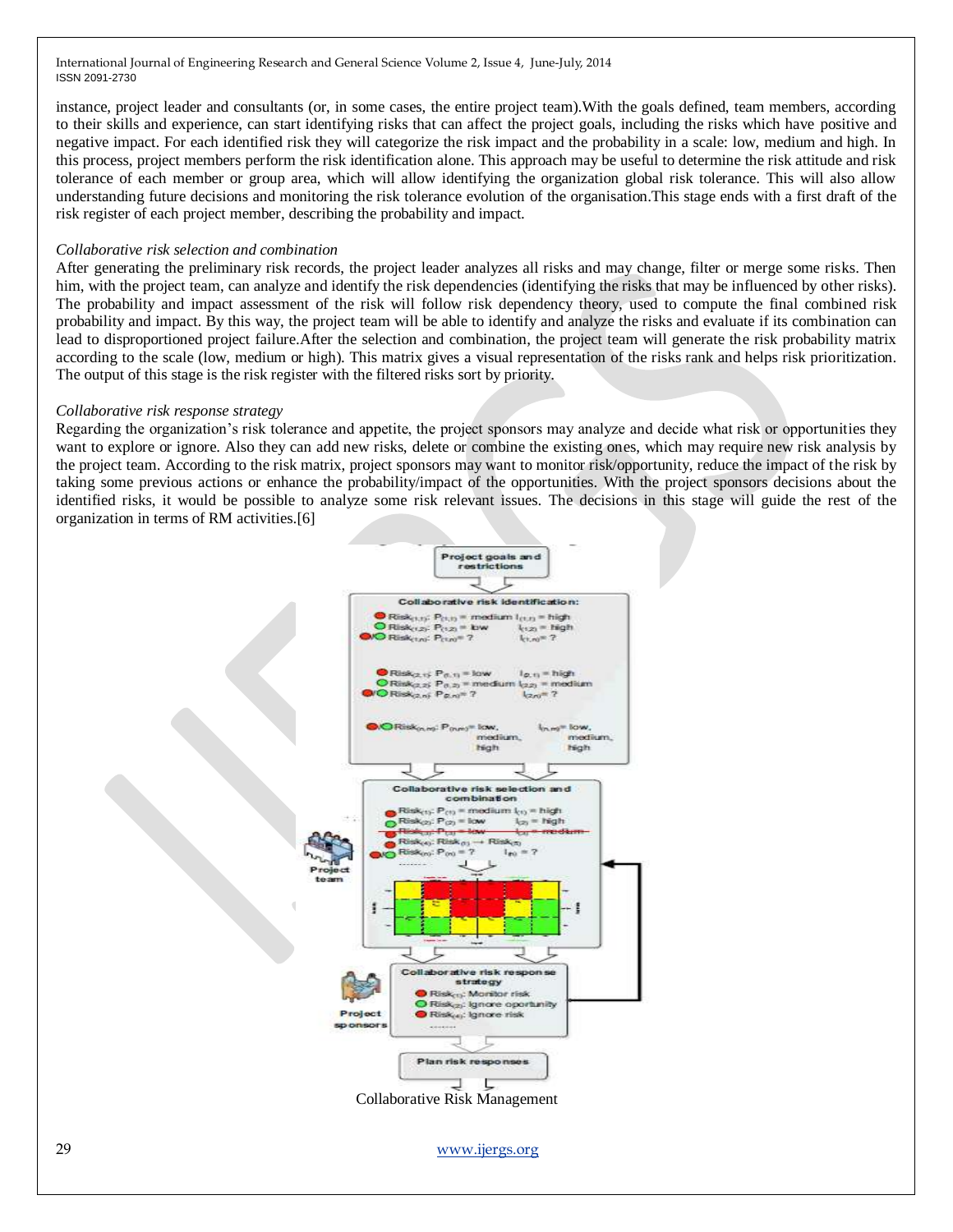instance, project leader and consultants (or, in some cases, the entire project team).With the goals defined, team members, according to their skills and experience, can start identifying risks that can affect the project goals, including the risks which have positive and negative impact. For each identified risk they will categorize the risk impact and the probability in a scale: low, medium and high. In this process, project members perform the risk identification alone. This approach may be useful to determine the risk attitude and risk tolerance of each member or group area, which will allow identifying the organization global risk tolerance. This will also allow understanding future decisions and monitoring the risk tolerance evolution of the organisation.This stage ends with a first draft of the risk register of each project member, describing the probability and impact.

*Collaborative risk selection and combination*

After generating the preliminary risk records, the project leader analyzes all risks and may change, filter or merge some risks. Then him, with the project team, can analyze and identify the risk dependencies (identifying the risks that may be influenced by other risks). The probability and impact assessment of the risk will follow risk dependency theory, used to compute the final combined risk probability and impact. By this way, the project team will be able to identify and analyze the risks and evaluate if its combination can lead to disproportioned project failure.After the selection and combination, the project team will generate the risk probability matrix according to the scale (low, medium or high). This matrix gives a visual representation of the risks rank and helps risk prioritization. The output of this stage is the risk register with the filtered risks sort by priority.

*Collaborative risk response strategy*

Regarding the organization's risk tolerance and appetite, the project sponsors may analyze and decide what risk or opportunities they want to explore or ignore. Also they can add new risks, delete or combine the existing ones, which may require new risk analysis by the project team. According to the risk matrix, project sponsors may want to monitor risk/opportunity, reduce the impact of the risk by taking some previous actions or enhance the probability/impact of the opportunities. With the project sponsors decisions about the identified risks, it would be possible to analyze some risk relevant issues. The decisions in this stage will guide the rest of the organization in terms of RM activities.[6]

Project goals and restrictions

Collaborative risk identification:

Collaborative risk selection and combination

Project team

Collaborative risk response strategy

Project sponsors

Plan risk responses

Collaborative Risk Management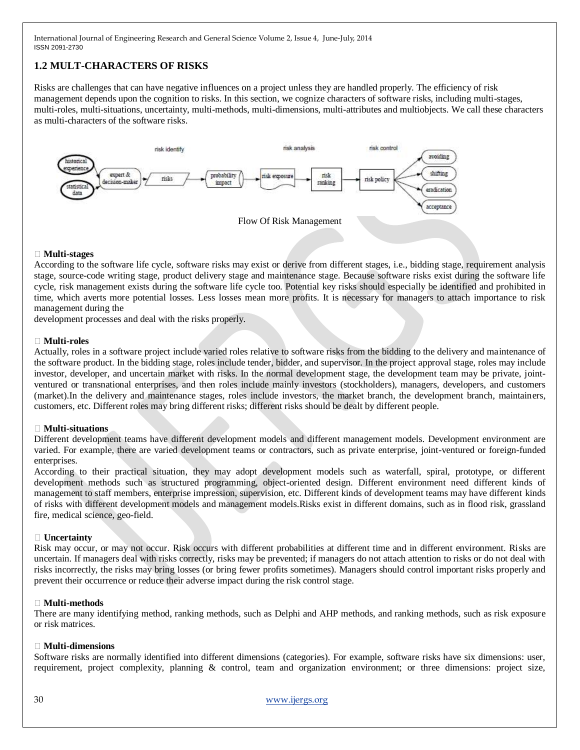## 1.2 MULT-CHARACTERS OF RISKS

Risks are challenges that can have negative influences on a project unless they are handled properly. The efficiency of risk management depends upon the cognition to risks. In this section, we cognize characters of software risks, including multi-stages, multi-roles, multi-situations, uncertainty, multi-methods, multi-dimensions, multi-attributes and multiobjects. We call these characters as multi-characters of the software risks.

risk identify
risk analysis
risk control
historical experience
statistical data
expert & decision-maker
risks
probability impact
risk exposure
risk ranking
risk policy
avoiding
shifting
eradication
acceptance

Flow Of Risk Management

- **Multi-stages**

According to the software life cycle, software risks may exist or derive from different stages, i.e., bidding stage, requirement analysis stage, source-code writing stage, product delivery stage and maintenance stage. Because software risks exist during the software life cycle, risk management exists during the software life cycle too. Potential key risks should especially be identified and prohibited in time, which averts more potential losses. Less losses mean more profits. It is necessary for managers to attach importance to risk management during the development processes and deal with the risks properly.

- **Multi-roles**

Actually, roles in a software project include varied roles relative to software risks from the bidding to the delivery and maintenance of the software product. In the bidding stage, roles include tender, bidder, and supervisor. In the project approval stage, roles may include investor, developer, and uncertain market with risks. In the normal development stage, the development team may be private, joint-ventured or transnational enterprises, and then roles include mainly investors (stockholders), managers, developers, and customers (market).In the delivery and maintenance stages, roles include investors, the market branch, the development branch, maintainers, customers, etc. Different roles may bring different risks; different risks should be dealt by different people.

- **Multi-situations**

Different development teams have different development models and different management models. Development environment are varied. For example, there are varied development teams or contractors, such as private enterprise, joint-ventured or foreign-funded enterprises.

According to their practical situation, they may adopt development models such as waterfall, spiral, prototype, or different development methods such as structured programming, object-oriented design. Different environment need different kinds of management to staff members, enterprise impression, supervision, etc. Different kinds of development teams may have different kinds of risks with different development models and management models.Risks exist in different domains, such as in flood risk, grassland fire, medical science, geo-field.

- **Uncertainty**

Risk may occur, or may not occur. Risk occurs with different probabilities at different time and in different environment. Risks are uncertain. If managers deal with risks correctly, risks may be prevented; if managers do not attach attention to risks or do not deal with risks incorrectly, the risks may bring losses (or bring fewer profits sometimes). Managers should control important risks properly and prevent their occurrence or reduce their adverse impact during the risk control stage.

- **Multi-methods**

There are many identifying method, ranking methods, such as Delphi and AHP methods, and ranking methods, such as risk exposure or risk matrices.

- **Multi-dimensions**

Software risks are normally identified into different dimensions (categories). For example, software risks have six dimensions: user, requirement, project complexity, planning & control, team and organization environment; or three dimensions: project size,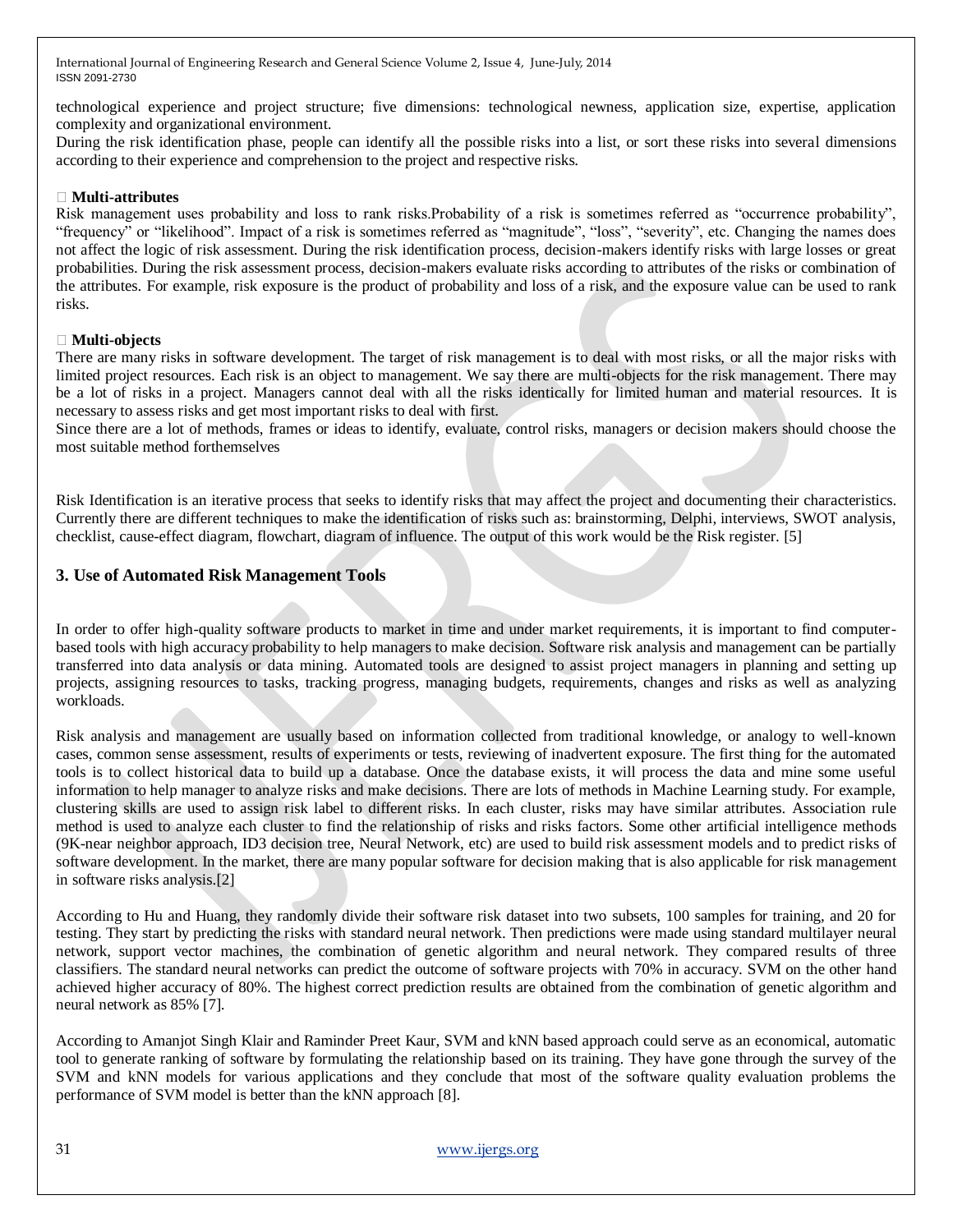technological experience and project structure; five dimensions: technological newness, application size, expertise, application complexity and organizational environment.

During the risk identification phase, people can identify all the possible risks into a list, or sort these risks into several dimensions according to their experience and comprehension to the project and respective risks.

 **Multi-attributes**

Risk management uses probability and loss to rank risks.Probability of a risk is sometimes referred as "occurrence probability", "frequency" or "likelihood". Impact of a risk is sometimes referred as "magnitude", "loss", "severity", etc. Changing the names does not affect the logic of risk assessment. During the risk identification process, decision-makers identify risks with large losses or great probabilities. During the risk assessment process, decision-makers evaluate risks according to attributes of the risks or combination of the attributes. For example, risk exposure is the product of probability and loss of a risk, and the exposure value can be used to rank risks.

 **Multi-objects**

There are many risks in software development. The target of risk management is to deal with most risks, or all the major risks with limited project resources. Each risk is an object to management. We say there are multi-objects for the risk management. There may be a lot of risks in a project. Managers cannot deal with all the risks identically for limited human and material resources. It is necessary to assess risks and get most important risks to deal with first.

Since there are a lot of methods, frames or ideas to identify, evaluate, control risks, managers or decision makers should choose the most suitable method forthemselves

Risk Identification is an iterative process that seeks to identify risks that may affect the project and documenting their characteristics. Currently there are different techniques to make the identification of risks such as: brainstorming, Delphi, interviews, SWOT analysis, checklist, cause-effect diagram, flowchart, diagram of influence. The output of this work would be the Risk register. [5]

## 3. Use of Automated Risk Management Tools

In order to offer high-quality software products to market in time and under market requirements, it is important to find computer-based tools with high accuracy probability to help managers to make decision. Software risk analysis and management can be partially transferred into data analysis or data mining. Automated tools are designed to assist project managers in planning and setting up projects, assigning resources to tasks, tracking progress, managing budgets, requirements, changes and risks as well as analyzing workloads.

Risk analysis and management are usually based on information collected from traditional knowledge, or analogy to well-known cases, common sense assessment, results of experiments or tests, reviewing of inadvertent exposure. The first thing for the automated tools is to collect historical data to build up a database. Once the database exists, it will process the data and mine some useful information to help manager to analyze risks and make decisions. There are lots of methods in Machine Learning study. For example, clustering skills are used to assign risk label to different risks. In each cluster, risks may have similar attributes. Association rule method is used to analyze each cluster to find the relationship of risks and risks factors. Some other artificial intelligence methods (9K-near neighbor approach, ID3 decision tree, Neural Network, etc) are used to build risk assessment models and to predict risks of software development. In the market, there are many popular software for decision making that is also applicable for risk management in software risks analysis.[2]

According to Hu and Huang, they randomly divide their software risk dataset into two subsets, 100 samples for training, and 20 for testing. They start by predicting the risks with standard neural network. Then predictions were made using standard multilayer neural network, support vector machines, the combination of genetic algorithm and neural network. They compared results of three classifiers. The standard neural networks can predict the outcome of software projects with 70% in accuracy. SVM on the other hand achieved higher accuracy of 80%. The highest correct prediction results are obtained from the combination of genetic algorithm and neural network as 85% [7].

According to Amanjot Singh Klair and Raminder Preet Kaur, SVM and kNN based approach could serve as an economical, automatic tool to generate ranking of software by formulating the relationship based on its training. They have gone through the survey of the SVM and kNN models for various applications and they conclude that most of the software quality evaluation problems the performance of SVM model is better than the kNN approach [8].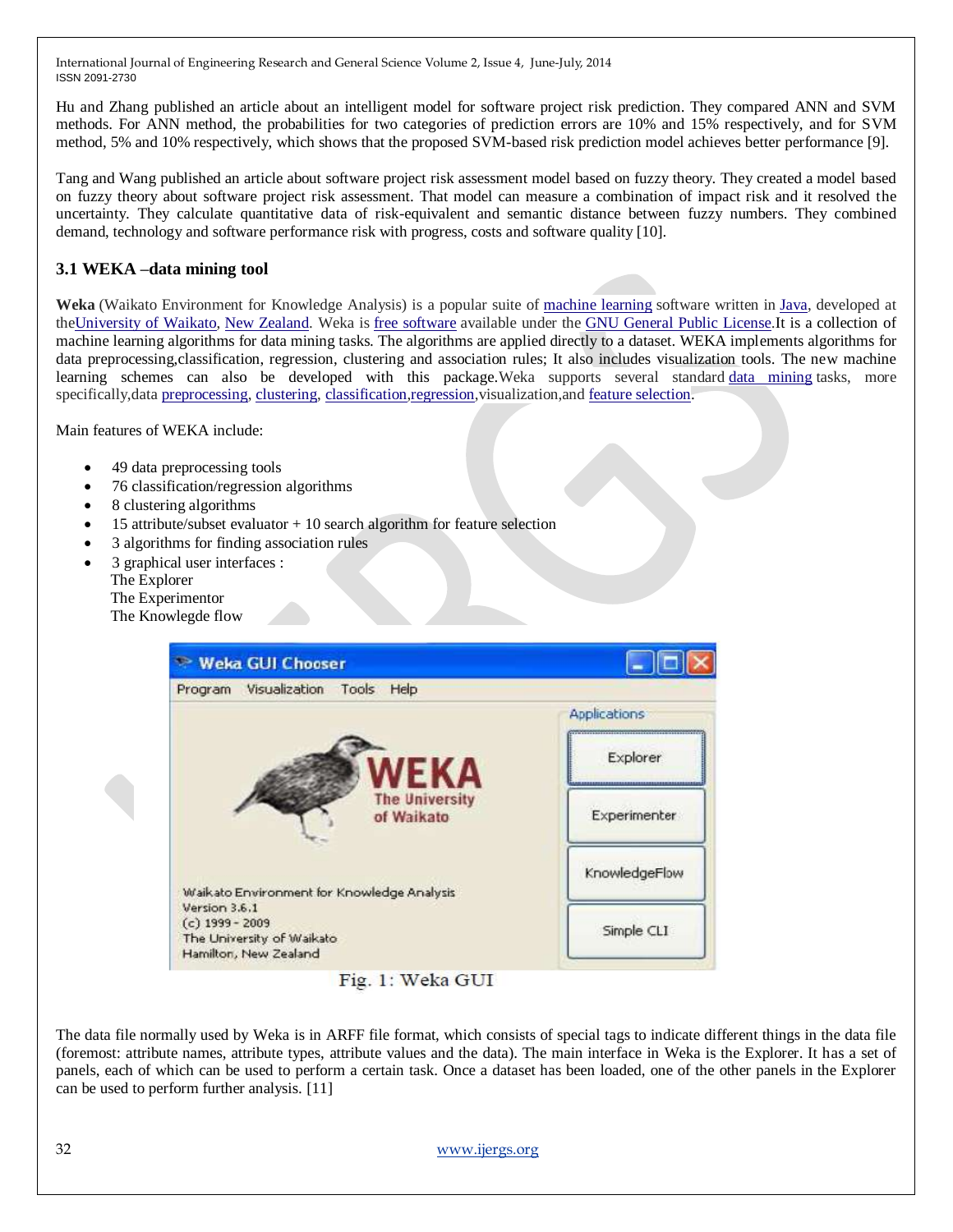Hu and Zhang published an article about an intelligent model for software project risk prediction. They compared ANN and SVM methods. For ANN method, the probabilities for two categories of prediction errors are 10% and 15% respectively, and for SVM method, 5% and 10% respectively, which shows that the proposed SVM-based risk prediction model achieves better performance [9].

Tang and Wang published an article about software project risk assessment model based on fuzzy theory. They created a model based on fuzzy theory about software project risk assessment. That model can measure a combination of impact risk and it resolved the uncertainty. They calculate quantitative data of risk-equivalent and semantic distance between fuzzy numbers. They combined demand, technology and software performance risk with progress, costs and software quality [10].

### 3.1 WEKA –data mining tool

**Weka** (Waikato Environment for Knowledge Analysis) is a popular suite of machine learning software written in Java, developed at theUniversity of Waikato, New Zealand. Weka is free software available under the GNU General Public License.It is a collection of machine learning algorithms for data mining tasks. The algorithms are applied directly to a dataset. WEKA implements algorithms for data preprocessing,classification, regression, clustering and association rules; It also includes visualization tools. The new machine learning schemes can also be developed with this package.Weka supports several standard data mining tasks, more specifically,data preprocessing, clustering, classification,regression,visualization,and feature selection.

Main features of WEKA include:

- 49 data preprocessing tools
- 76 classification/regression algorithms
- 8 clustering algorithms
- 15 attribute/subset evaluator + 10 search algorithm for feature selection
- 3 algorithms for finding association rules
- 3 graphical user interfaces :
  The Explorer
  The Experimentor
  The Knowlegde flow

Weka GUI Chooser
Program Visualization Tools Help
Applications
Explorer
Experimenter
KnowledgeFlow
Simple CLI
WEKA
The University of Waikato
Waikato Environment for Knowledge Analysis
Version 3.6.1
(c) 1999 - 2009
The University of Waikato
Hamilton, New Zealand

Fig. 1: Weka GUI

The data file normally used by Weka is in ARFF file format, which consists of special tags to indicate different things in the data file (foremost: attribute names, attribute types, attribute values and the data). The main interface in Weka is the Explorer. It has a set of panels, each of which can be used to perform a certain task. Once a dataset has been loaded, one of the other panels in the Explorer can be used to perform further analysis. [11]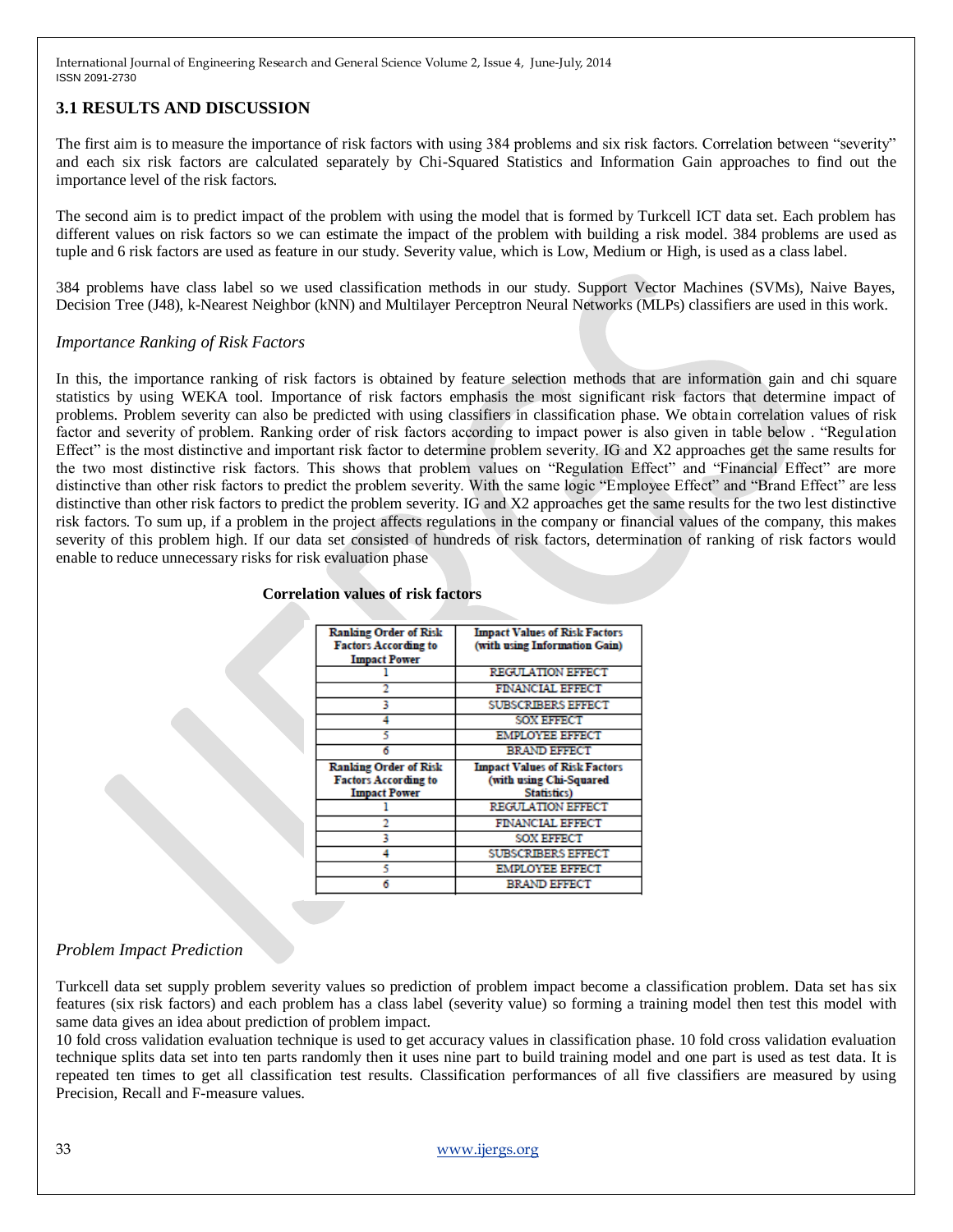## 3.1 RESULTS AND DISCUSSION

The first aim is to measure the importance of risk factors with using 384 problems and six risk factors. Correlation between "severity" and each six risk factors are calculated separately by Chi-Squared Statistics and Information Gain approaches to find out the importance level of the risk factors.

The second aim is to predict impact of the problem with using the model that is formed by Turkcell ICT data set. Each problem has different values on risk factors so we can estimate the impact of the problem with building a risk model. 384 problems are used as tuple and 6 risk factors are used as feature in our study. Severity value, which is Low, Medium or High, is used as a class label.

384 problems have class label so we used classification methods in our study. Support Vector Machines (SVMs), Naive Bayes, Decision Tree (J48), k-Nearest Neighbor (kNN) and Multilayer Perceptron Neural Networks (MLPs) classifiers are used in this work.

### *Importance Ranking of Risk Factors*

In this, the importance ranking of risk factors is obtained by feature selection methods that are information gain and chi square statistics by using WEKA tool. Importance of risk factors emphasis the most significant risk factors that determine impact of problems. Problem severity can also be predicted with using classifiers in classification phase. We obtain correlation values of risk factor and severity of problem. Ranking order of risk factors according to impact power is also given in table below . "Regulation Effect" is the most distinctive and important risk factor to determine problem severity. IG and X2 approaches get the same results for the two most distinctive risk factors. This shows that problem values on "Regulation Effect" and "Financial Effect" are more distinctive than other risk factors to predict the problem severity. With the same logic "Employee Effect" and "Brand Effect" are less distinctive than other risk factors to predict the problem severity. IG and X2 approaches get the same results for the two lest distinctive risk factors. To sum up, if a problem in the project affects regulations in the company or financial values of the company, this makes severity of this problem high. If our data set consisted of hundreds of risk factors, determination of ranking of risk factors would enable to reduce unnecessary risks for risk evaluation phase

**Correlation values of risk factors**

| Ranking Order of Risk Factors According to Impact Power | Impact Values of Risk Factors (with using Information Gain) |
|---|---|
| 1 | REGULATION EFFECT |
| 2 | FINANCIAL EFFECT |
| 3 | SUBSCRIBERS EFFECT |
| 4 | SOX EFFECT |
| 5 | EMPLOYEE EFFECT |
| 6 | BRAND EFFECT |
| **Ranking Order of Risk Factors According to Impact Power** | **Impact Values of Risk Factors (with using Chi-Squared Statistics)** |
| 1 | REGULATION EFFECT |
| 2 | FINANCIAL EFFECT |
| 3 | SOX EFFECT |
| 4 | SUBSCRIBERS EFFECT |
| 5 | EMPLOYEE EFFECT |
| 6 | BRAND EFFECT |

### *Problem Impact Prediction*

Turkcell data set supply problem severity values so prediction of problem impact become a classification problem. Data set has six features (six risk factors) and each problem has a class label (severity value) so forming a training model then test this model with same data gives an idea about prediction of problem impact.

10 fold cross validation evaluation technique is used to get accuracy values in classification phase. 10 fold cross validation evaluation technique splits data set into ten parts randomly then it uses nine part to build training model and one part is used as test data. It is repeated ten times to get all classification test results. Classification performances of all five classifiers are measured by using Precision, Recall and F-measure values.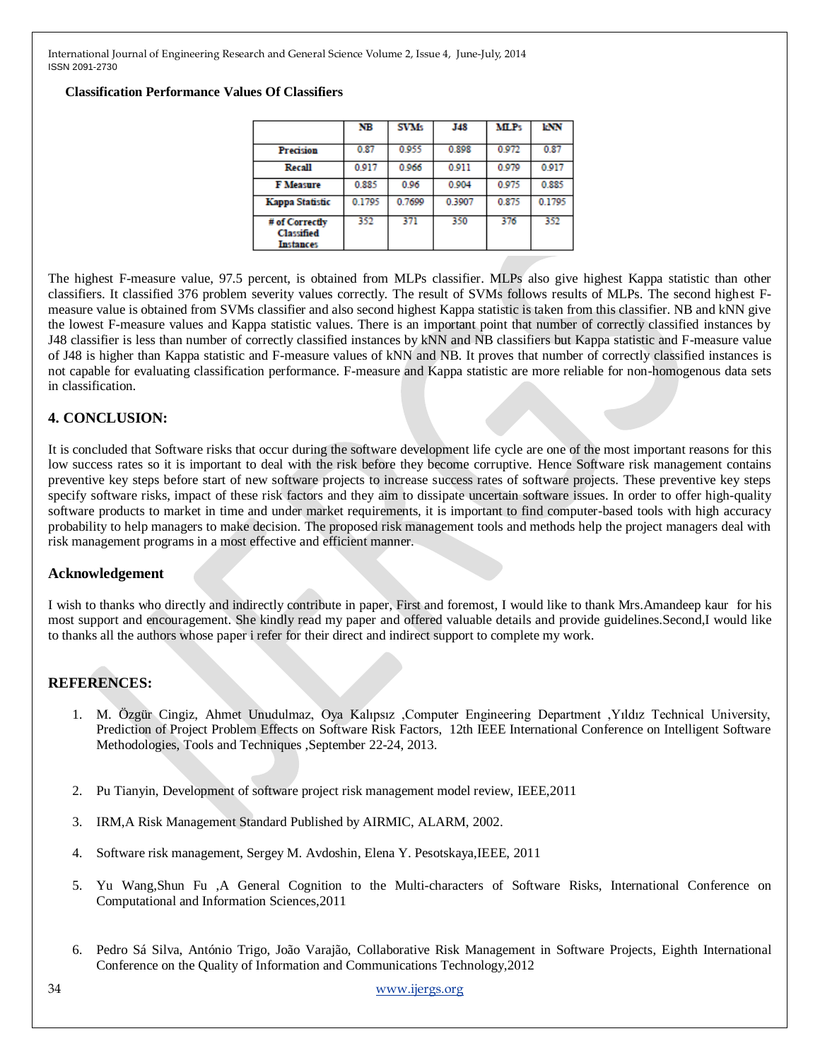**Classification Performance Values Of Classifiers**

| | NB | SVMs | J48 | MLPs | kNN |
|---|---|---|---|---|---|
| Precision | 0.87 | 0.955 | 0.898 | 0.972 | 0.87 |
| Recall | 0.917 | 0.966 | 0.911 | 0.979 | 0.917 |
| F Measure | 0.885 | 0.96 | 0.904 | 0.975 | 0.885 |
| Kappa Statistic | 0.1795 | 0.7699 | 0.3907 | 0.875 | 0.1795 |
| # of Correctly Classified Instances | 352 | 371 | 350 | 376 | 352 |

The highest F-measure value, 97.5 percent, is obtained from MLPs classifier. MLPs also give highest Kappa statistic than other classifiers. It classified 376 problem severity values correctly. The result of SVMs follows results of MLPs. The second highest F-measure value is obtained from SVMs classifier and also second highest Kappa statistic is taken from this classifier. NB and kNN give the lowest F-measure values and Kappa statistic values. There is an important point that number of correctly classified instances by J48 classifier is less than number of correctly classified instances by kNN and NB classifiers but Kappa statistic and F-measure value of J48 is higher than Kappa statistic and F-measure values of kNN and NB. It proves that number of correctly classified instances is not capable for evaluating classification performance. F-measure and Kappa statistic are more reliable for non-homogenous data sets in classification.

## 4. CONCLUSION:

It is concluded that Software risks that occur during the software development life cycle are one of the most important reasons for this low success rates so it is important to deal with the risk before they become corruptive. Hence Software risk management contains preventive key steps before start of new software projects to increase success rates of software projects. These preventive key steps specify software risks, impact of these risk factors and they aim to dissipate uncertain software issues. In order to offer high-quality software products to market in time and under market requirements, it is important to find computer-based tools with high accuracy probability to help managers to make decision. The proposed risk management tools and methods help the project managers deal with risk management programs in a most effective and efficient manner.

## Acknowledgement

I wish to thanks who directly and indirectly contribute in paper, First and foremost, I would like to thank Mrs.Amandeep kaur for his most support and encouragement. She kindly read my paper and offered valuable details and provide guidelines.Second,I would like to thanks all the authors whose paper i refer for their direct and indirect support to complete my work.

## REFERENCES:

1. M. Özgür Cingiz, Ahmet Unudulmaz, Oya Kalıpsız ,Computer Engineering Department ,Yıldız Technical University, Prediction of Project Problem Effects on Software Risk Factors, 12th IEEE International Conference on Intelligent Software Methodologies, Tools and Techniques ,September 22-24, 2013.

2. Pu Tianyin, Development of software project risk management model review, IEEE,2011

3. IRM,A Risk Management Standard Published by AIRMIC, ALARM, 2002.

4. Software risk management, Sergey M. Avdoshin, Elena Y. Pesotskaya,IEEE, 2011

5. Yu Wang,Shun Fu ,A General Cognition to the Multi-characters of Software Risks, International Conference on Computational and Information Sciences,2011

6. Pedro Sá Silva, António Trigo, João Varajão, Collaborative Risk Management in Software Projects, Eighth International Conference on the Quality of Information and Communications Technology,2012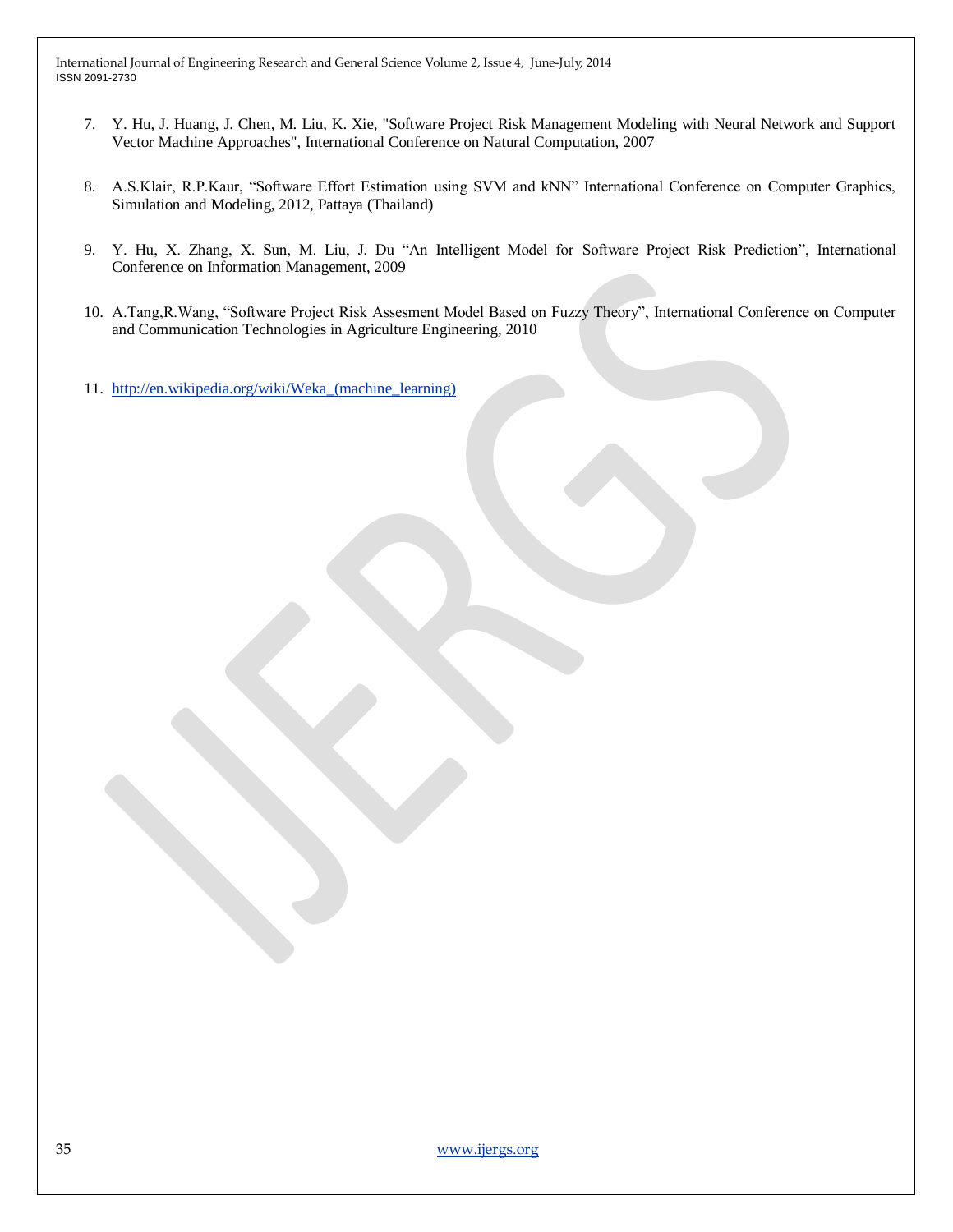7. Y. Hu, J. Huang, J. Chen, M. Liu, K. Xie, "Software Project Risk Management Modeling with Neural Network and Support Vector Machine Approaches", International Conference on Natural Computation, 2007

8. A.S.Klair, R.P.Kaur, "Software Effort Estimation using SVM and kNN" International Conference on Computer Graphics, Simulation and Modeling, 2012, Pattaya (Thailand)

9. Y. Hu, X. Zhang, X. Sun, M. Liu, J. Du "An Intelligent Model for Software Project Risk Prediction", International Conference on Information Management, 2009

10. A.Tang,R.Wang, "Software Project Risk Assesment Model Based on Fuzzy Theory", International Conference on Computer and Communication Technologies in Agriculture Engineering, 2010

11. http://en.wikipedia.org/wiki/Weka_(machine_learning)